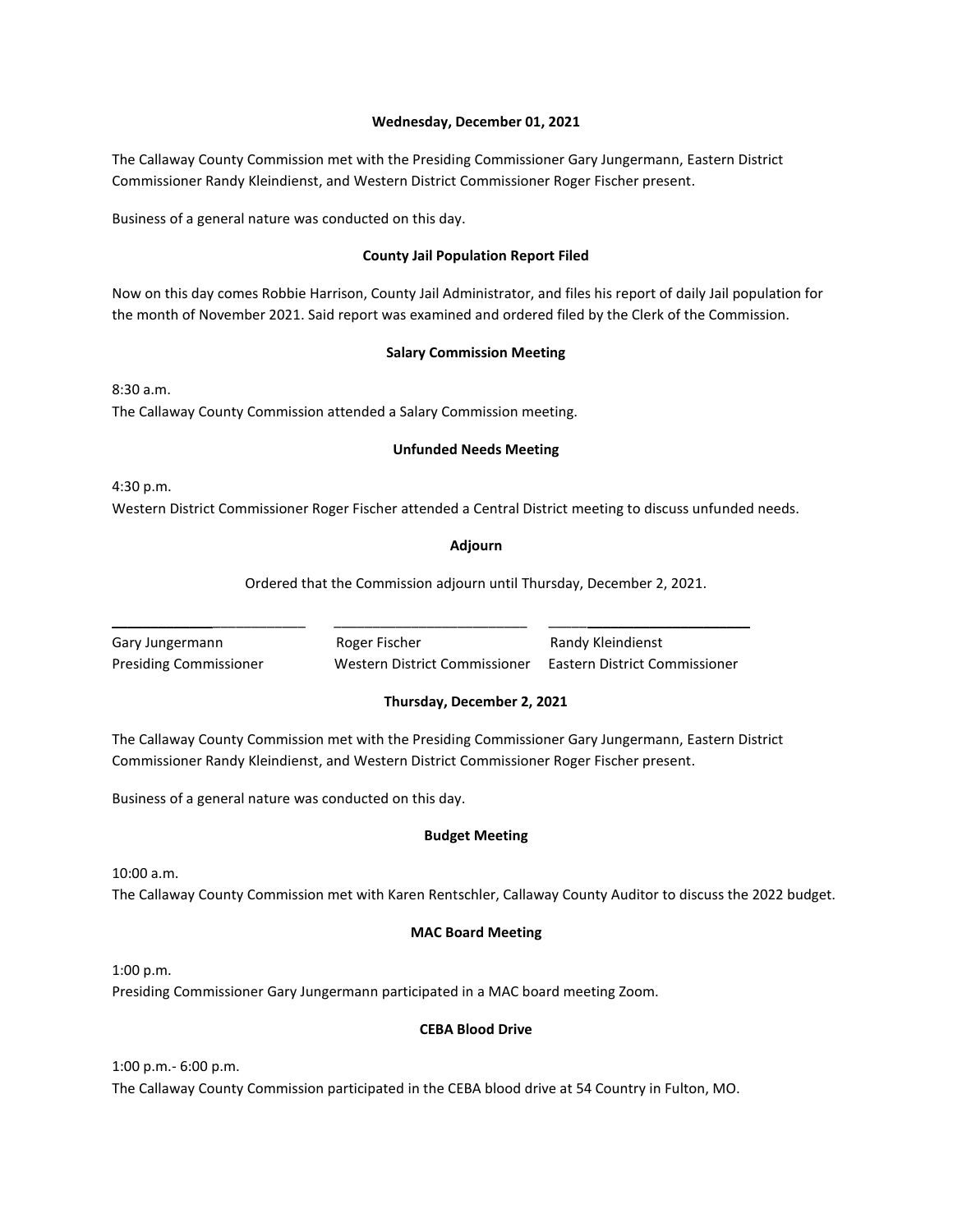**Wednesday, December 01, 2021**

The Callaway County Commission met with the Presiding Commissioner Gary Jungermann, Eastern District Commissioner Randy Kleindienst, and Western District Commissioner Roger Fischer present.

Business of a general nature was conducted on this day.

**County Jail Population Report Filed**

Now on this day comes Robbie Harrison, County Jail Administrator, and files his report of daily Jail population for the month of November 2021. Said report was examined and ordered filed by the Clerk of the Commission.

**Salary Commission Meeting**

8:30 a.m.
The Callaway County Commission attended a Salary Commission meeting.

**Unfunded Needs Meeting**

4:30 p.m.
Western District Commissioner Roger Fischer attended a Central District meeting to discuss unfunded needs.

**Adjourn**

Ordered that the Commission adjourn until Thursday, December 2, 2021.

| ________________________ | ________________________ | ________________________ |
|---|---|---|
| Gary Jungermann | Roger Fischer | Randy Kleindienst |
| Presiding Commissioner | Western District Commissioner | Eastern District Commissioner |

**Thursday, December 2, 2021**

The Callaway County Commission met with the Presiding Commissioner Gary Jungermann, Eastern District Commissioner Randy Kleindienst, and Western District Commissioner Roger Fischer present.

Business of a general nature was conducted on this day.

**Budget Meeting**

10:00 a.m.
The Callaway County Commission met with Karen Rentschler, Callaway County Auditor to discuss the 2022 budget.

**MAC Board Meeting**

1:00 p.m.
Presiding Commissioner Gary Jungermann participated in a MAC board meeting Zoom.

**CEBA Blood Drive**

1:00 p.m.- 6:00 p.m.
The Callaway County Commission participated in the CEBA blood drive at 54 Country in Fulton, MO.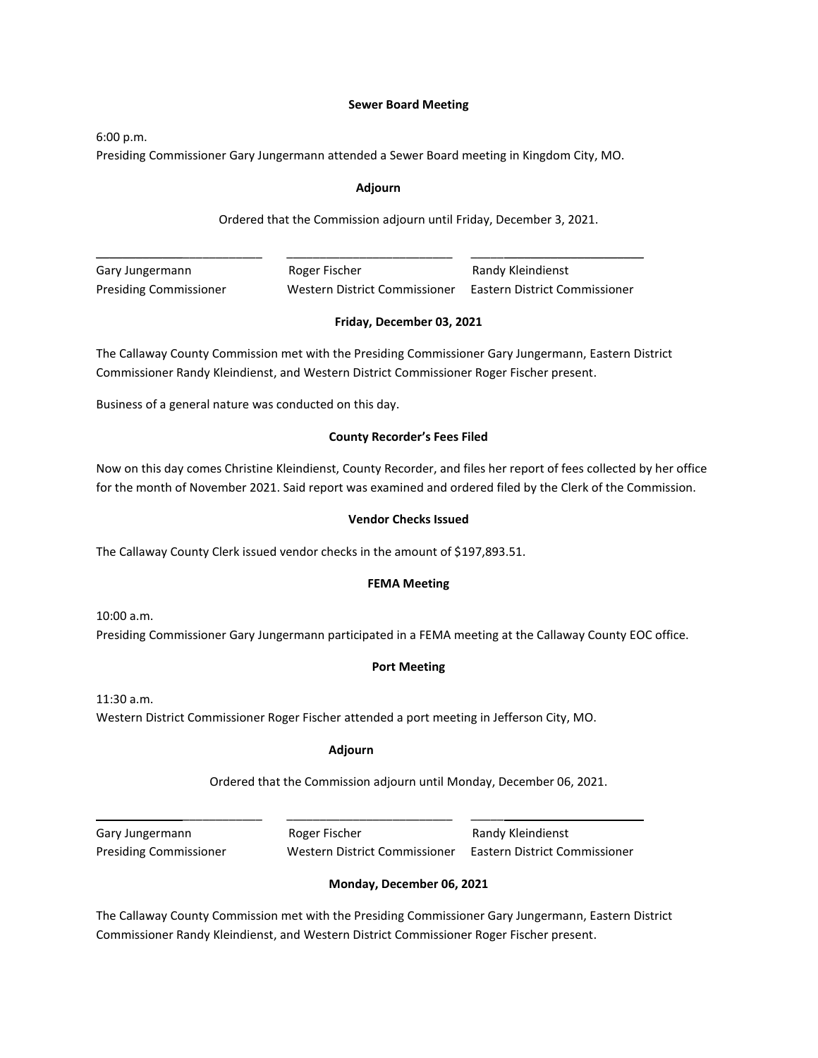**Sewer Board Meeting**

6:00 p.m.
Presiding Commissioner Gary Jungermann attended a Sewer Board meeting in Kingdom City, MO.

**Adjourn**

Ordered that the Commission adjourn until Friday, December 3, 2021.

| _________________________ | _________________________ | _________________________ |
| --- | --- | --- |
| Gary Jungermann | Roger Fischer | Randy Kleindienst |
| Presiding Commissioner | Western District Commissioner | Eastern District Commissioner |

**Friday, December 03, 2021**

The Callaway County Commission met with the Presiding Commissioner Gary Jungermann, Eastern District Commissioner Randy Kleindienst, and Western District Commissioner Roger Fischer present.

Business of a general nature was conducted on this day.

**County Recorder's Fees Filed**

Now on this day comes Christine Kleindienst, County Recorder, and files her report of fees collected by her office for the month of November 2021. Said report was examined and ordered filed by the Clerk of the Commission.

**Vendor Checks Issued**

The Callaway County Clerk issued vendor checks in the amount of $197,893.51.

**FEMA Meeting**

10:00 a.m.
Presiding Commissioner Gary Jungermann participated in a FEMA meeting at the Callaway County EOC office.

**Port Meeting**

11:30 a.m.
Western District Commissioner Roger Fischer attended a port meeting in Jefferson City, MO.

**Adjourn**

Ordered that the Commission adjourn until Monday, December 06, 2021.

| _________________________ | _________________________ | _________________________ |
| --- | --- | --- |
| Gary Jungermann | Roger Fischer | Randy Kleindienst |
| Presiding Commissioner | Western District Commissioner | Eastern District Commissioner |

**Monday, December 06, 2021**

The Callaway County Commission met with the Presiding Commissioner Gary Jungermann, Eastern District Commissioner Randy Kleindienst, and Western District Commissioner Roger Fischer present.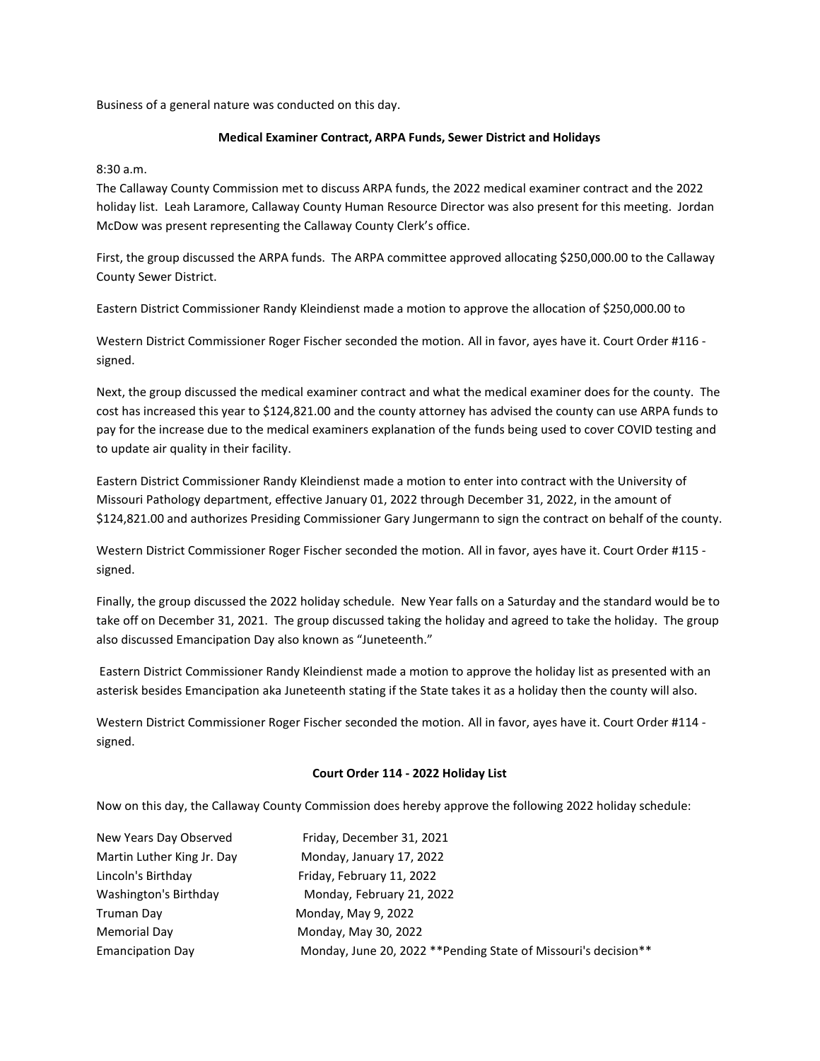Business of a general nature was conducted on this day.

**Medical Examiner Contract, ARPA Funds, Sewer District and Holidays**

8:30 a.m.
The Callaway County Commission met to discuss ARPA funds, the 2022 medical examiner contract and the 2022 holiday list. Leah Laramore, Callaway County Human Resource Director was also present for this meeting. Jordan McDow was present representing the Callaway County Clerk's office.

First, the group discussed the ARPA funds. The ARPA committee approved allocating $250,000.00 to the Callaway County Sewer District.

Eastern District Commissioner Randy Kleindienst made a motion to approve the allocation of $250,000.00 to

Western District Commissioner Roger Fischer seconded the motion. All in favor, ayes have it. Court Order #116 - signed.

Next, the group discussed the medical examiner contract and what the medical examiner does for the county. The cost has increased this year to $124,821.00 and the county attorney has advised the county can use ARPA funds to pay for the increase due to the medical examiners explanation of the funds being used to cover COVID testing and to update air quality in their facility.

Eastern District Commissioner Randy Kleindienst made a motion to enter into contract with the University of Missouri Pathology department, effective January 01, 2022 through December 31, 2022, in the amount of $124,821.00 and authorizes Presiding Commissioner Gary Jungermann to sign the contract on behalf of the county.

Western District Commissioner Roger Fischer seconded the motion. All in favor, ayes have it. Court Order #115 - signed.

Finally, the group discussed the 2022 holiday schedule. New Year falls on a Saturday and the standard would be to take off on December 31, 2021. The group discussed taking the holiday and agreed to take the holiday. The group also discussed Emancipation Day also known as "Juneteenth."

Eastern District Commissioner Randy Kleindienst made a motion to approve the holiday list as presented with an asterisk besides Emancipation aka Juneteenth stating if the State takes it as a holiday then the county will also.

Western District Commissioner Roger Fischer seconded the motion. All in favor, ayes have it. Court Order #114 - signed.

**Court Order 114 - 2022 Holiday List**

Now on this day, the Callaway County Commission does hereby approve the following 2022 holiday schedule:

| | |
|---|---|
| New Years Day Observed | Friday, December 31, 2021 |
| Martin Luther King Jr. Day | Monday, January 17, 2022 |
| Lincoln's Birthday | Friday, February 11, 2022 |
| Washington's Birthday | Monday, February 21, 2022 |
| Truman Day | Monday, May 9, 2022 |
| Memorial Day | Monday, May 30, 2022 |
| Emancipation Day | Monday, June 20, 2022 **Pending State of Missouri's decision** |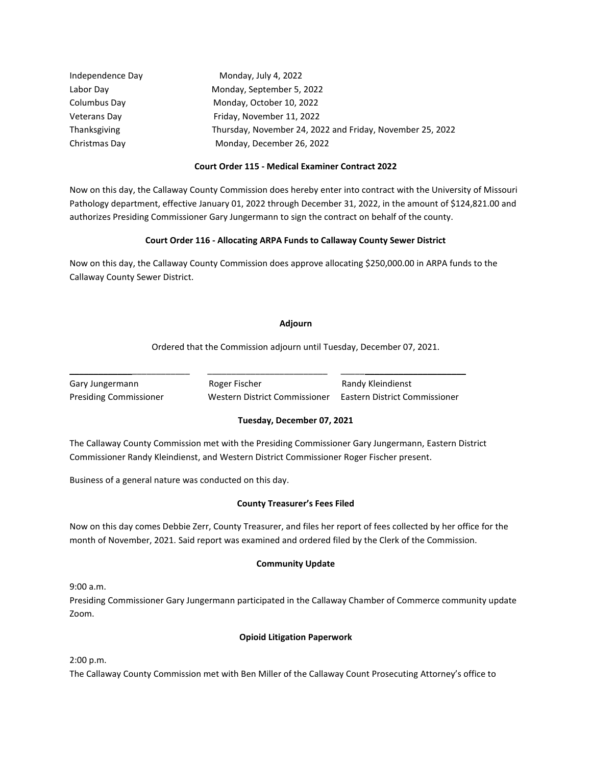| | |
|---|---|
| Independence Day | Monday, July 4, 2022 |
| Labor Day | Monday, September 5, 2022 |
| Columbus Day | Monday, October 10, 2022 |
| Veterans Day | Friday, November 11, 2022 |
| Thanksgiving | Thursday, November 24, 2022 and Friday, November 25, 2022 |
| Christmas Day | Monday, December 26, 2022 |

**Court Order 115 - Medical Examiner Contract 2022**

Now on this day, the Callaway County Commission does hereby enter into contract with the University of Missouri Pathology department, effective January 01, 2022 through December 31, 2022, in the amount of $124,821.00 and authorizes Presiding Commissioner Gary Jungermann to sign the contract on behalf of the county.

**Court Order 116 - Allocating ARPA Funds to Callaway County Sewer District**

Now on this day, the Callaway County Commission does approve allocating $250,000.00 in ARPA funds to the Callaway County Sewer District.

**Adjourn**

Ordered that the Commission adjourn until Tuesday, December 07, 2021.

| _________________________ | _________________________ | _________________________ |
|---|---|---|
| Gary Jungermann | Roger Fischer | Randy Kleindienst |
| Presiding Commissioner | Western District Commissioner | Eastern District Commissioner |

**Tuesday, December 07, 2021**

The Callaway County Commission met with the Presiding Commissioner Gary Jungermann, Eastern District Commissioner Randy Kleindienst, and Western District Commissioner Roger Fischer present.

Business of a general nature was conducted on this day.

**County Treasurer's Fees Filed**

Now on this day comes Debbie Zerr, County Treasurer, and files her report of fees collected by her office for the month of November, 2021. Said report was examined and ordered filed by the Clerk of the Commission.

**Community Update**

9:00 a.m.
Presiding Commissioner Gary Jungermann participated in the Callaway Chamber of Commerce community update Zoom.

**Opioid Litigation Paperwork**

2:00 p.m.
The Callaway County Commission met with Ben Miller of the Callaway Count Prosecuting Attorney's office to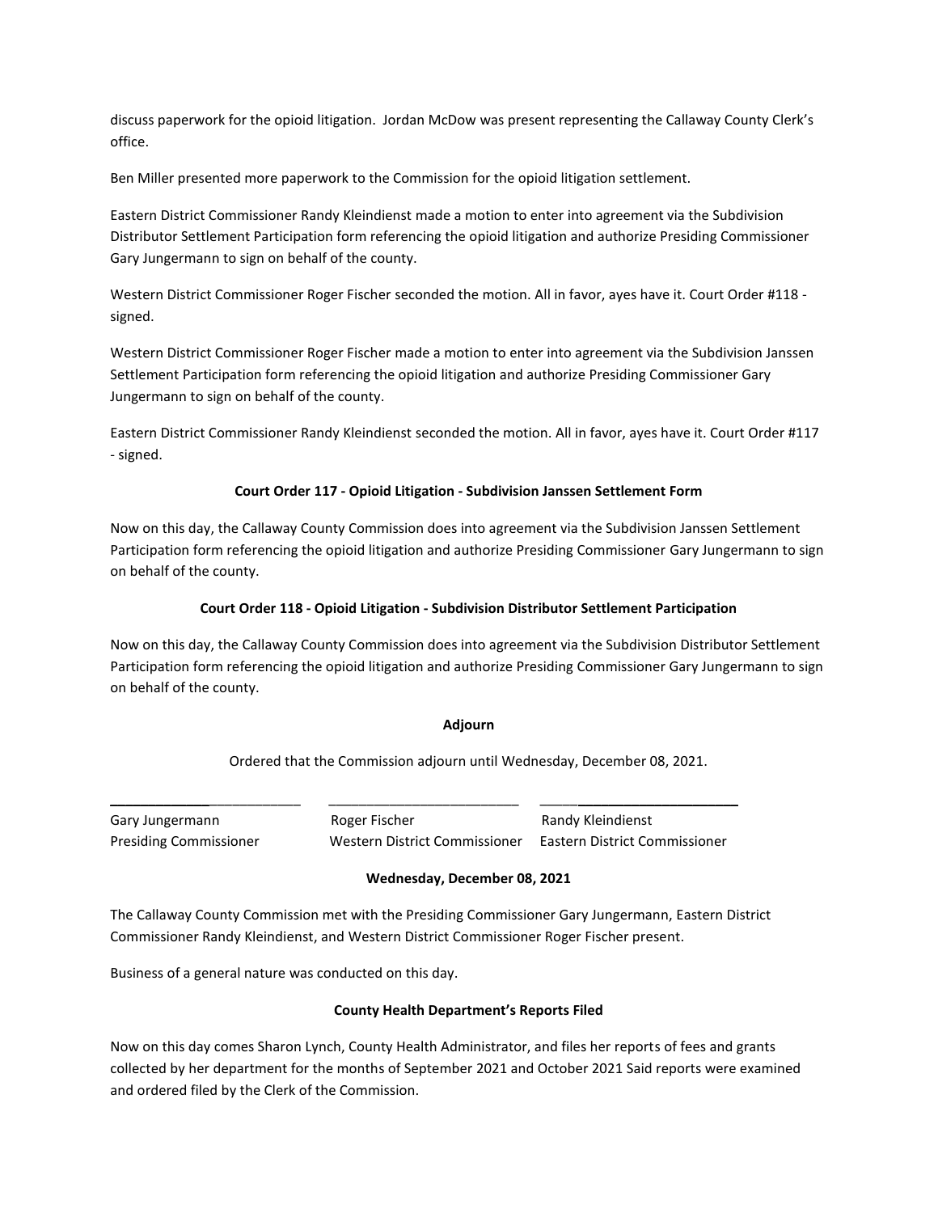discuss paperwork for the opioid litigation. Jordan McDow was present representing the Callaway County Clerk's office.

Ben Miller presented more paperwork to the Commission for the opioid litigation settlement.

Eastern District Commissioner Randy Kleindienst made a motion to enter into agreement via the Subdivision Distributor Settlement Participation form referencing the opioid litigation and authorize Presiding Commissioner Gary Jungermann to sign on behalf of the county.

Western District Commissioner Roger Fischer seconded the motion. All in favor, ayes have it. Court Order #118 - signed.

Western District Commissioner Roger Fischer made a motion to enter into agreement via the Subdivision Janssen Settlement Participation form referencing the opioid litigation and authorize Presiding Commissioner Gary Jungermann to sign on behalf of the county.

Eastern District Commissioner Randy Kleindienst seconded the motion. All in favor, ayes have it. Court Order #117 - signed.

**Court Order 117 - Opioid Litigation - Subdivision Janssen Settlement Form**

Now on this day, the Callaway County Commission does into agreement via the Subdivision Janssen Settlement Participation form referencing the opioid litigation and authorize Presiding Commissioner Gary Jungermann to sign on behalf of the county.

**Court Order 118 - Opioid Litigation - Subdivision Distributor Settlement Participation**

Now on this day, the Callaway County Commission does into agreement via the Subdivision Distributor Settlement Participation form referencing the opioid litigation and authorize Presiding Commissioner Gary Jungermann to sign on behalf of the county.

**Adjourn**

Ordered that the Commission adjourn until Wednesday, December 08, 2021.

| ________________________ | ________________________ | ________________________ |
|---|---|---|
| Gary Jungermann | Roger Fischer | Randy Kleindienst |
| Presiding Commissioner | Western District Commissioner | Eastern District Commissioner |

**Wednesday, December 08, 2021**

The Callaway County Commission met with the Presiding Commissioner Gary Jungermann, Eastern District Commissioner Randy Kleindienst, and Western District Commissioner Roger Fischer present.

Business of a general nature was conducted on this day.

**County Health Department's Reports Filed**

Now on this day comes Sharon Lynch, County Health Administrator, and files her reports of fees and grants collected by her department for the months of September 2021 and October 2021 Said reports were examined and ordered filed by the Clerk of the Commission.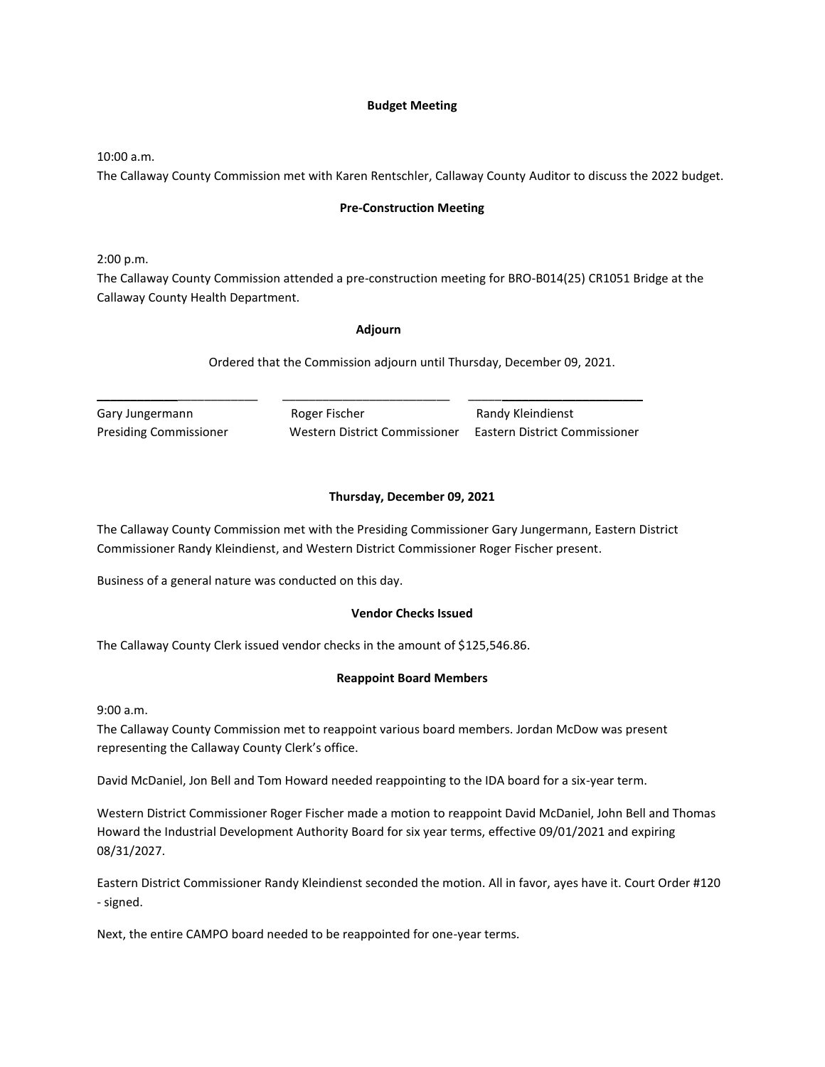**Budget Meeting**

10:00 a.m.
The Callaway County Commission met with Karen Rentschler, Callaway County Auditor to discuss the 2022 budget.

**Pre-Construction Meeting**

2:00 p.m.
The Callaway County Commission attended a pre-construction meeting for BRO-B014(25) CR1051 Bridge at the Callaway County Health Department.

**Adjourn**

Ordered that the Commission adjourn until Thursday, December 09, 2021.

| ________________________ | ________________________ | ________________________ |
|---|---|---|
| Gary Jungermann | Roger Fischer | Randy Kleindienst |
| Presiding Commissioner | Western District Commissioner | Eastern District Commissioner |

**Thursday, December 09, 2021**

The Callaway County Commission met with the Presiding Commissioner Gary Jungermann, Eastern District Commissioner Randy Kleindienst, and Western District Commissioner Roger Fischer present.

Business of a general nature was conducted on this day.

**Vendor Checks Issued**

The Callaway County Clerk issued vendor checks in the amount of $125,546.86.

**Reappoint Board Members**

9:00 a.m.
The Callaway County Commission met to reappoint various board members. Jordan McDow was present representing the Callaway County Clerk's office.

David McDaniel, Jon Bell and Tom Howard needed reappointing to the IDA board for a six-year term.

Western District Commissioner Roger Fischer made a motion to reappoint David McDaniel, John Bell and Thomas Howard the Industrial Development Authority Board for six year terms, effective 09/01/2021 and expiring 08/31/2027.

Eastern District Commissioner Randy Kleindienst seconded the motion. All in favor, ayes have it. Court Order #120 - signed.

Next, the entire CAMPO board needed to be reappointed for one-year terms.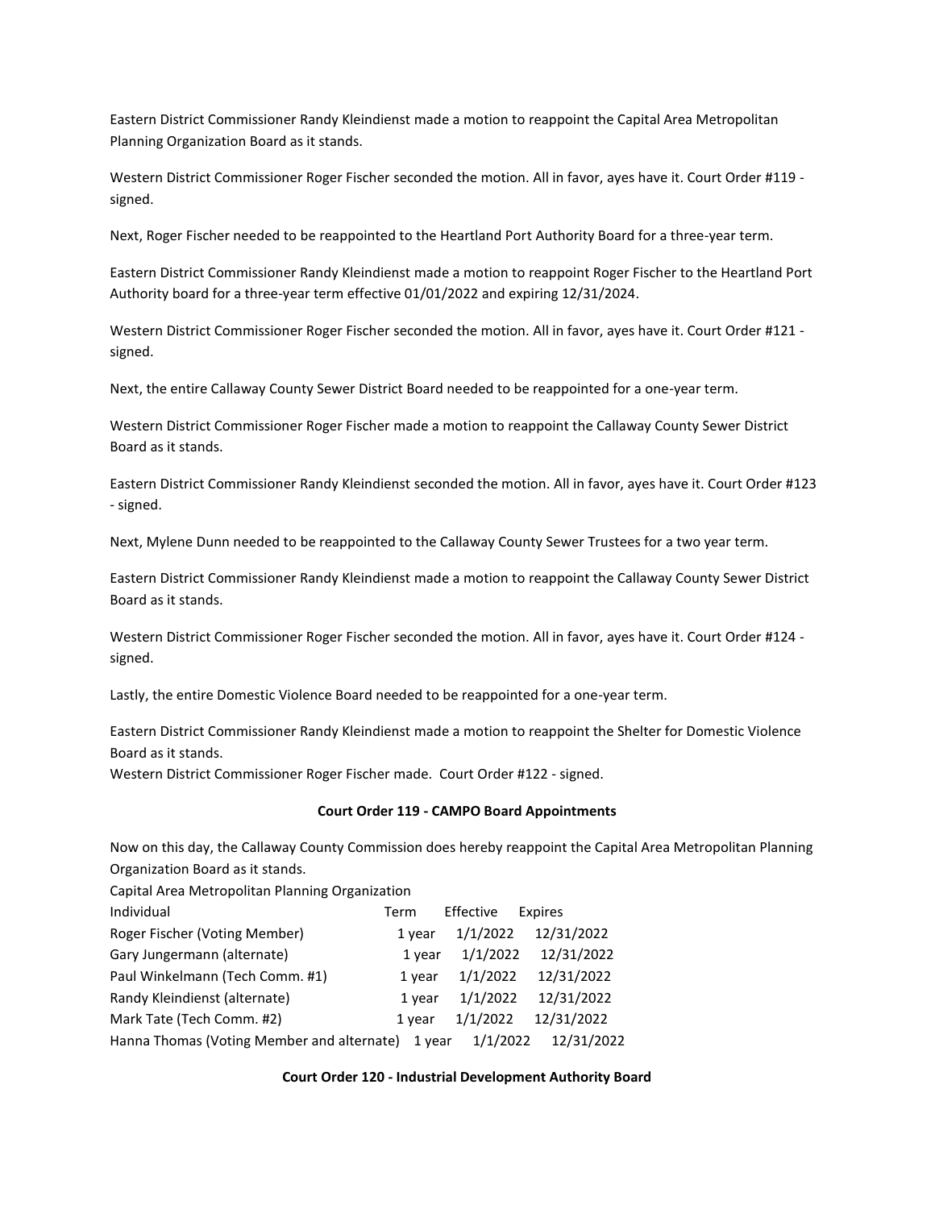Eastern District Commissioner Randy Kleindienst made a motion to reappoint the Capital Area Metropolitan Planning Organization Board as it stands.

Western District Commissioner Roger Fischer seconded the motion. All in favor, ayes have it. Court Order #119 - signed.

Next, Roger Fischer needed to be reappointed to the Heartland Port Authority Board for a three-year term.

Eastern District Commissioner Randy Kleindienst made a motion to reappoint Roger Fischer to the Heartland Port Authority board for a three-year term effective 01/01/2022 and expiring 12/31/2024.

Western District Commissioner Roger Fischer seconded the motion. All in favor, ayes have it. Court Order #121 - signed.

Next, the entire Callaway County Sewer District Board needed to be reappointed for a one-year term.

Western District Commissioner Roger Fischer made a motion to reappoint the Callaway County Sewer District Board as it stands.

Eastern District Commissioner Randy Kleindienst seconded the motion. All in favor, ayes have it. Court Order #123 - signed.

Next, Mylene Dunn needed to be reappointed to the Callaway County Sewer Trustees for a two year term.

Eastern District Commissioner Randy Kleindienst made a motion to reappoint the Callaway County Sewer District Board as it stands.

Western District Commissioner Roger Fischer seconded the motion. All in favor, ayes have it. Court Order #124 - signed.

Lastly, the entire Domestic Violence Board needed to be reappointed for a one-year term.

Eastern District Commissioner Randy Kleindienst made a motion to reappoint the Shelter for Domestic Violence Board as it stands.
Western District Commissioner Roger Fischer made. Court Order #122 - signed.

**Court Order 119 - CAMPO Board Appointments**

Now on this day, the Callaway County Commission does hereby reappoint the Capital Area Metropolitan Planning Organization Board as it stands.

Capital Area Metropolitan Planning Organization

| Individual | Term | Effective | Expires |
|---|---|---|---|
| Roger Fischer (Voting Member) | 1 year | 1/1/2022 | 12/31/2022 |
| Gary Jungermann (alternate) | 1 year | 1/1/2022 | 12/31/2022 |
| Paul Winkelmann (Tech Comm. #1) | 1 year | 1/1/2022 | 12/31/2022 |
| Randy Kleindienst (alternate) | 1 year | 1/1/2022 | 12/31/2022 |
| Mark Tate (Tech Comm. #2) | 1 year | 1/1/2022 | 12/31/2022 |
| Hanna Thomas (Voting Member and alternate) | 1 year | 1/1/2022 | 12/31/2022 |

**Court Order 120 - Industrial Development Authority Board**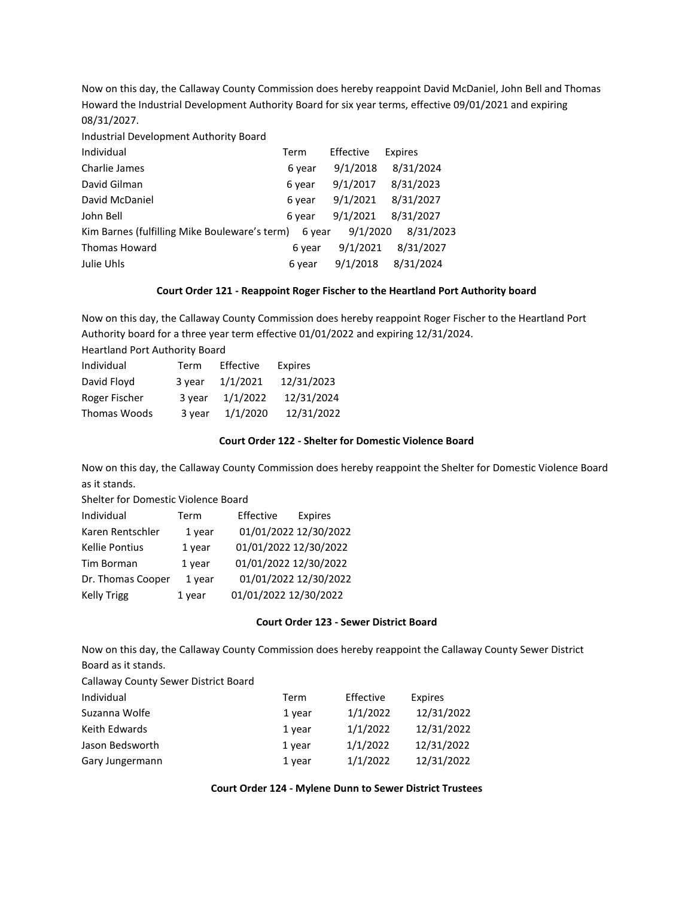Now on this day, the Callaway County Commission does hereby reappoint David McDaniel, John Bell and Thomas Howard the Industrial Development Authority Board for six year terms, effective 09/01/2021 and expiring 08/31/2027.

Industrial Development Authority Board

| Individual | Term | Effective | Expires |
|---|---|---|---|
| Charlie James | 6 year | 9/1/2018 | 8/31/2024 |
| David Gilman | 6 year | 9/1/2017 | 8/31/2023 |
| David McDaniel | 6 year | 9/1/2021 | 8/31/2027 |
| John Bell | 6 year | 9/1/2021 | 8/31/2027 |
| Kim Barnes (fulfilling Mike Bouleware's term) | 6 year | 9/1/2020 | 8/31/2023 |
| Thomas Howard | 6 year | 9/1/2021 | 8/31/2027 |
| Julie Uhls | 6 year | 9/1/2018 | 8/31/2024 |

**Court Order 121 - Reappoint Roger Fischer to the Heartland Port Authority board**

Now on this day, the Callaway County Commission does hereby reappoint Roger Fischer to the Heartland Port Authority board for a three year term effective 01/01/2022 and expiring 12/31/2024.

Heartland Port Authority Board

| Individual | Term | Effective | Expires |
|---|---|---|---|
| David Floyd | 3 year | 1/1/2021 | 12/31/2023 |
| Roger Fischer | 3 year | 1/1/2022 | 12/31/2024 |
| Thomas Woods | 3 year | 1/1/2020 | 12/31/2022 |

**Court Order 122 - Shelter for Domestic Violence Board**

Now on this day, the Callaway County Commission does hereby reappoint the Shelter for Domestic Violence Board as it stands.

Shelter for Domestic Violence Board

| Individual | Term | Effective | Expires |
|---|---|---|---|
| Karen Rentschler | 1 year | 01/01/2022 | 12/30/2022 |
| Kellie Pontius | 1 year | 01/01/2022 | 12/30/2022 |
| Tim Borman | 1 year | 01/01/2022 | 12/30/2022 |
| Dr. Thomas Cooper | 1 year | 01/01/2022 | 12/30/2022 |
| Kelly Trigg | 1 year | 01/01/2022 | 12/30/2022 |

**Court Order 123 - Sewer District Board**

Now on this day, the Callaway County Commission does hereby reappoint the Callaway County Sewer District Board as it stands.

Callaway County Sewer District Board

| Individual | Term | Effective | Expires |
|---|---|---|---|
| Suzanna Wolfe | 1 year | 1/1/2022 | 12/31/2022 |
| Keith Edwards | 1 year | 1/1/2022 | 12/31/2022 |
| Jason Bedsworth | 1 year | 1/1/2022 | 12/31/2022 |
| Gary Jungermann | 1 year | 1/1/2022 | 12/31/2022 |

**Court Order 124 - Mylene Dunn to Sewer District Trustees**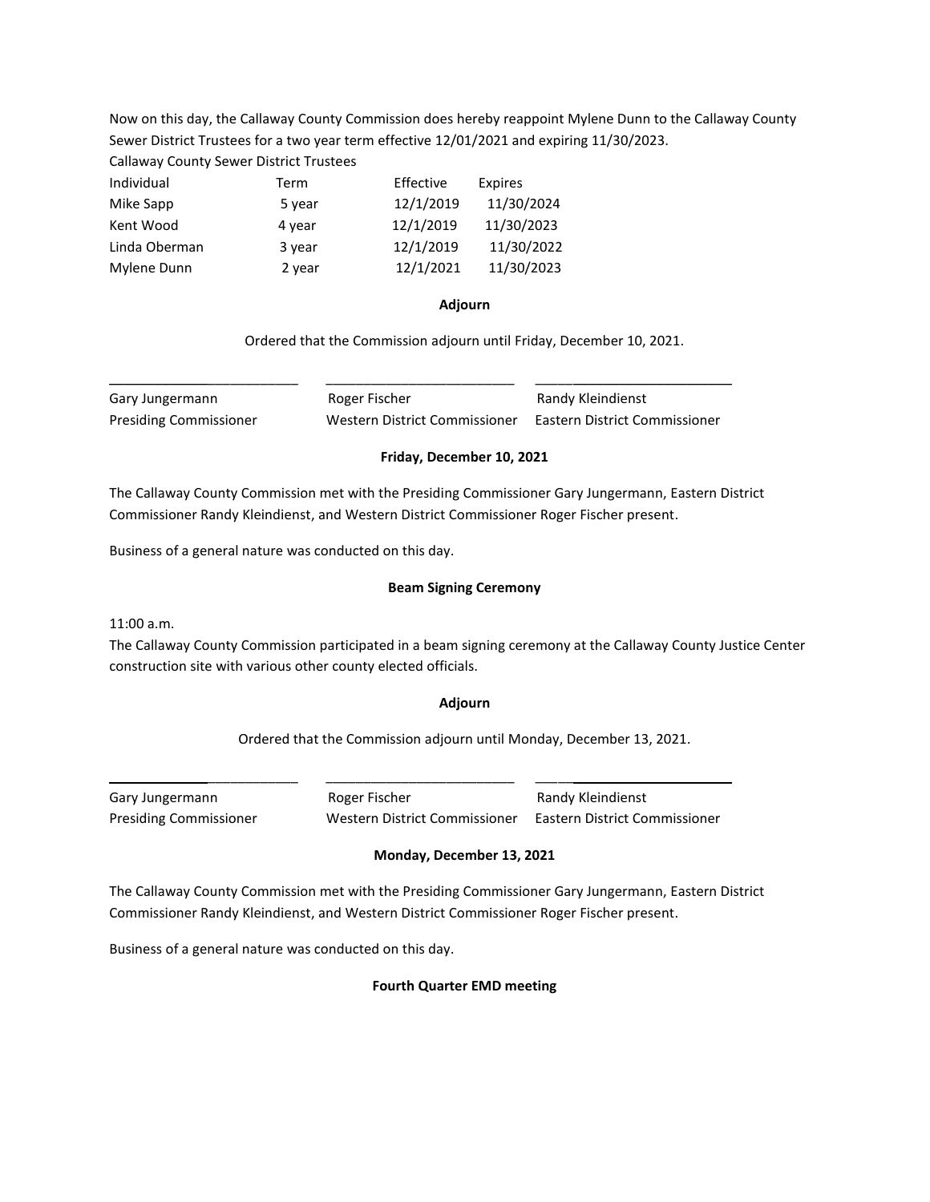Now on this day, the Callaway County Commission does hereby reappoint Mylene Dunn to the Callaway County Sewer District Trustees for a two year term effective 12/01/2021 and expiring 11/30/2023.

Callaway County Sewer District Trustees

| Individual | Term | Effective | Expires |
|---|---|---|---|
| Mike Sapp | 5 year | 12/1/2019 | 11/30/2024 |
| Kent Wood | 4 year | 12/1/2019 | 11/30/2023 |
| Linda Oberman | 3 year | 12/1/2019 | 11/30/2022 |
| Mylene Dunn | 2 year | 12/1/2021 | 11/30/2023 |

**Adjourn**

Ordered that the Commission adjourn until Friday, December 10, 2021.

| \_\_\_\_\_\_\_\_\_\_\_\_\_\_\_\_\_\_\_\_\_\_\_\_\_ | \_\_\_\_\_\_\_\_\_\_\_\_\_\_\_\_\_\_\_\_\_\_\_\_\_ | \_\_\_\_\_\_\_\_\_\_\_\_\_\_\_\_\_\_\_\_\_\_\_\_\_ |
|---|---|---|
| Gary Jungermann | Roger Fischer | Randy Kleindienst |
| Presiding Commissioner | Western District Commissioner | Eastern District Commissioner |

**Friday, December 10, 2021**

The Callaway County Commission met with the Presiding Commissioner Gary Jungermann, Eastern District Commissioner Randy Kleindienst, and Western District Commissioner Roger Fischer present.

Business of a general nature was conducted on this day.

**Beam Signing Ceremony**

11:00 a.m.

The Callaway County Commission participated in a beam signing ceremony at the Callaway County Justice Center construction site with various other county elected officials.

**Adjourn**

Ordered that the Commission adjourn until Monday, December 13, 2021.

| \_\_\_\_\_\_\_\_\_\_\_\_\_\_\_\_\_\_\_\_\_\_\_\_\_ | \_\_\_\_\_\_\_\_\_\_\_\_\_\_\_\_\_\_\_\_\_\_\_\_\_ | \_\_\_\_\_\_\_\_\_\_\_\_\_\_\_\_\_\_\_\_\_\_\_\_\_ |
|---|---|---|
| Gary Jungermann | Roger Fischer | Randy Kleindienst |
| Presiding Commissioner | Western District Commissioner | Eastern District Commissioner |

**Monday, December 13, 2021**

The Callaway County Commission met with the Presiding Commissioner Gary Jungermann, Eastern District Commissioner Randy Kleindienst, and Western District Commissioner Roger Fischer present.

Business of a general nature was conducted on this day.

**Fourth Quarter EMD meeting**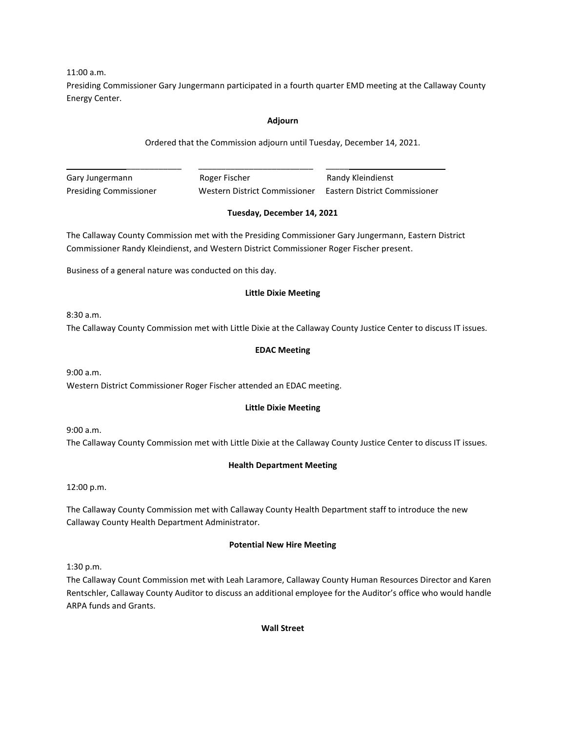11:00 a.m.
Presiding Commissioner Gary Jungermann participated in a fourth quarter EMD meeting at the Callaway County Energy Center.

**Adjourn**

Ordered that the Commission adjourn until Tuesday, December 14, 2021.

| \_\_\_\_\_\_\_\_\_\_\_\_\_\_\_\_\_\_\_\_\_\_\_\_\_ | \_\_\_\_\_\_\_\_\_\_\_\_\_\_\_\_\_\_\_\_\_\_\_\_\_ | \_\_\_\_\_\_\_\_\_\_\_\_\_\_\_\_\_\_\_\_\_\_\_\_\_ |
|---|---|---|
| Gary Jungermann | Roger Fischer | Randy Kleindienst |
| Presiding Commissioner | Western District Commissioner | Eastern District Commissioner |

**Tuesday, December 14, 2021**

The Callaway County Commission met with the Presiding Commissioner Gary Jungermann, Eastern District Commissioner Randy Kleindienst, and Western District Commissioner Roger Fischer present.

Business of a general nature was conducted on this day.

**Little Dixie Meeting**

8:30 a.m.
The Callaway County Commission met with Little Dixie at the Callaway County Justice Center to discuss IT issues.

**EDAC Meeting**

9:00 a.m.
Western District Commissioner Roger Fischer attended an EDAC meeting.

**Little Dixie Meeting**

9:00 a.m.
The Callaway County Commission met with Little Dixie at the Callaway County Justice Center to discuss IT issues.

**Health Department Meeting**

12:00 p.m.

The Callaway County Commission met with Callaway County Health Department staff to introduce the new Callaway County Health Department Administrator.

**Potential New Hire Meeting**

1:30 p.m.
The Callaway Count Commission met with Leah Laramore, Callaway County Human Resources Director and Karen Rentschler, Callaway County Auditor to discuss an additional employee for the Auditor's office who would handle ARPA funds and Grants.

**Wall Street**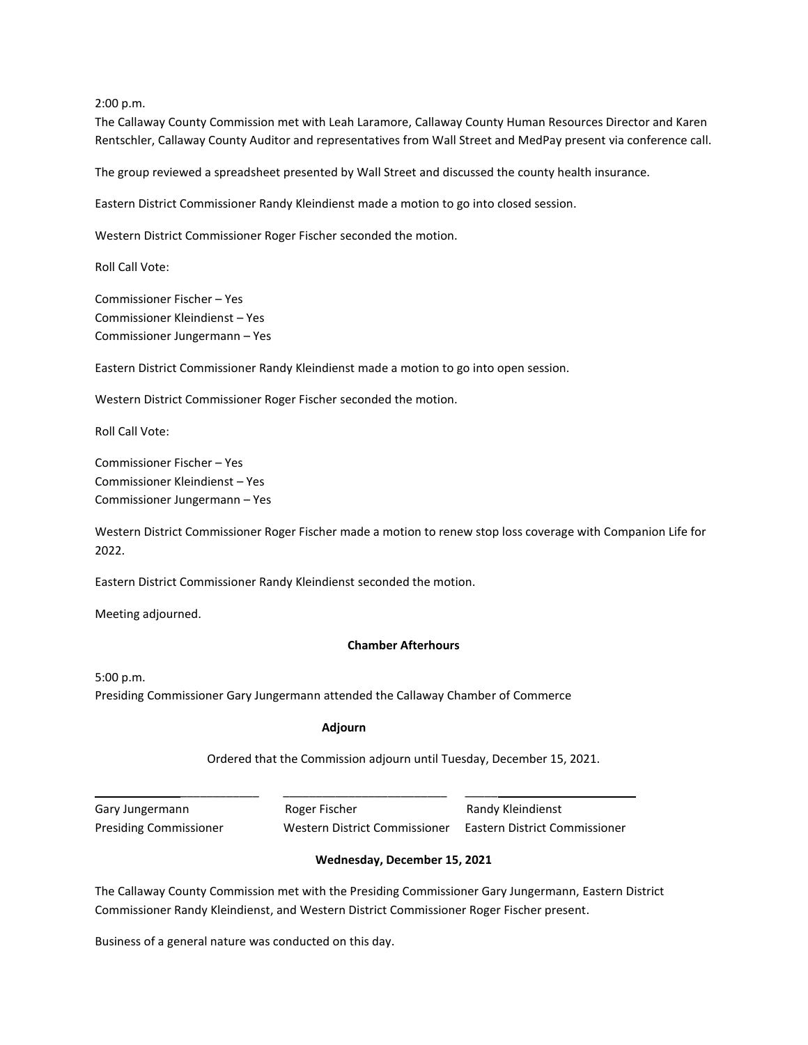2:00 p.m.
The Callaway County Commission met with Leah Laramore, Callaway County Human Resources Director and Karen Rentschler, Callaway County Auditor and representatives from Wall Street and MedPay present via conference call.

The group reviewed a spreadsheet presented by Wall Street and discussed the county health insurance.

Eastern District Commissioner Randy Kleindienst made a motion to go into closed session.

Western District Commissioner Roger Fischer seconded the motion.

Roll Call Vote:

Commissioner Fischer – Yes
Commissioner Kleindienst – Yes
Commissioner Jungermann – Yes

Eastern District Commissioner Randy Kleindienst made a motion to go into open session.

Western District Commissioner Roger Fischer seconded the motion.

Roll Call Vote:

Commissioner Fischer – Yes
Commissioner Kleindienst – Yes
Commissioner Jungermann – Yes

Western District Commissioner Roger Fischer made a motion to renew stop loss coverage with Companion Life for 2022.

Eastern District Commissioner Randy Kleindienst seconded the motion.

Meeting adjourned.

**Chamber Afterhours**

5:00 p.m.
Presiding Commissioner Gary Jungermann attended the Callaway Chamber of Commerce

**Adjourn**

Ordered that the Commission adjourn until Tuesday, December 15, 2021.

_________________________ _________________________ _________________________

Gary Jungermann — Presiding Commissioner
Roger Fischer — Western District Commissioner
Randy Kleindienst — Eastern District Commissioner

**Wednesday, December 15, 2021**

The Callaway County Commission met with the Presiding Commissioner Gary Jungermann, Eastern District Commissioner Randy Kleindienst, and Western District Commissioner Roger Fischer present.

Business of a general nature was conducted on this day.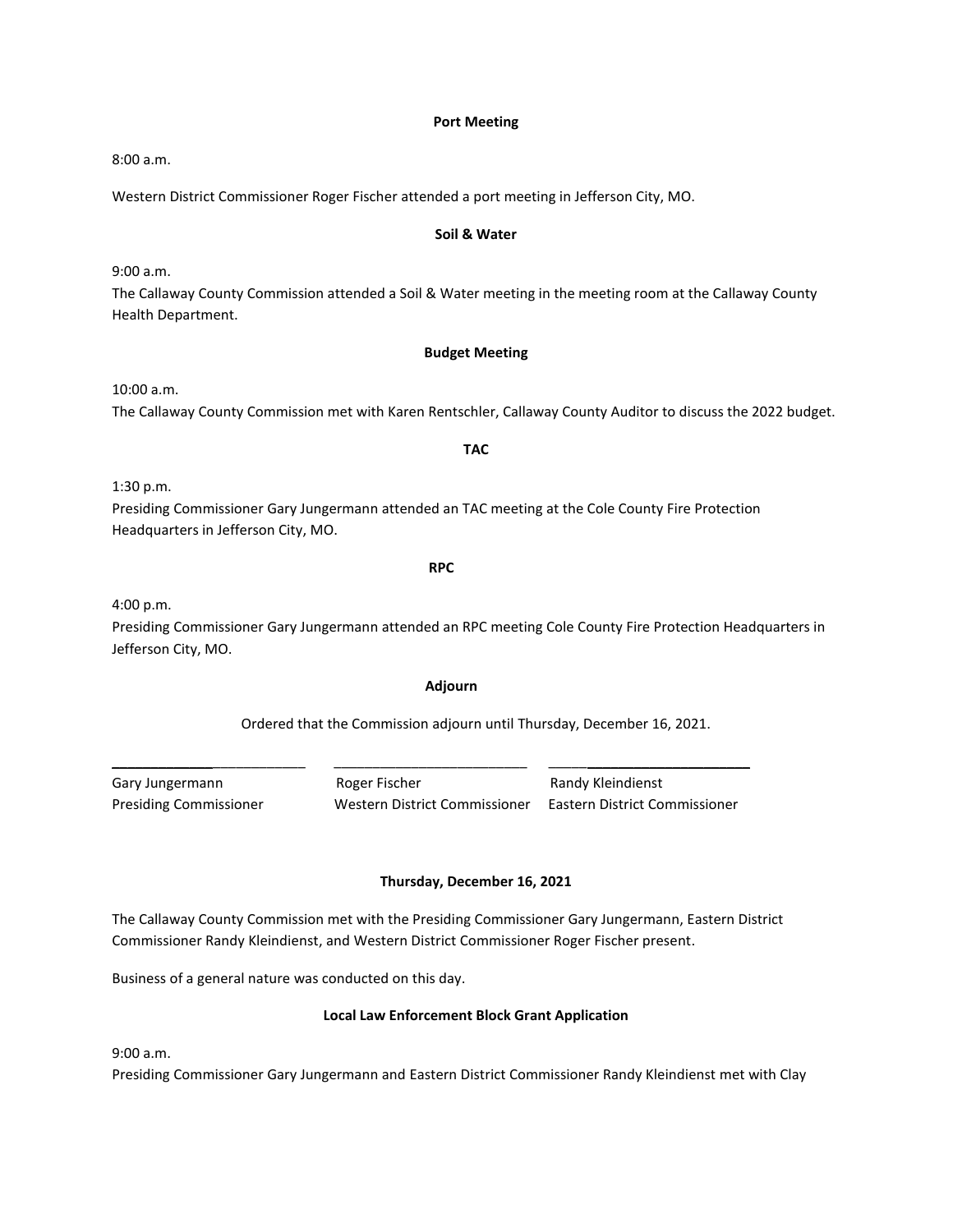**Port Meeting**

8:00 a.m.

Western District Commissioner Roger Fischer attended a port meeting in Jefferson City, MO.

**Soil & Water**

9:00 a.m.
The Callaway County Commission attended a Soil & Water meeting in the meeting room at the Callaway County Health Department.

**Budget Meeting**

10:00 a.m.
The Callaway County Commission met with Karen Rentschler, Callaway County Auditor to discuss the 2022 budget.

**TAC**

1:30 p.m.
Presiding Commissioner Gary Jungermann attended an TAC meeting at the Cole County Fire Protection Headquarters in Jefferson City, MO.

**RPC**

4:00 p.m.
Presiding Commissioner Gary Jungermann attended an RPC meeting Cole County Fire Protection Headquarters in Jefferson City, MO.

**Adjourn**

Ordered that the Commission adjourn until Thursday, December 16, 2021.

| \_\_\_\_\_\_\_\_\_\_\_\_\_\_\_\_\_\_\_\_\_\_\_\_\_ | \_\_\_\_\_\_\_\_\_\_\_\_\_\_\_\_\_\_\_\_\_\_\_\_\_ | \_\_\_\_\_\_\_\_\_\_\_\_\_\_\_\_\_\_\_\_\_\_\_\_\_ |
|---|---|---|
| Gary Jungermann | Roger Fischer | Randy Kleindienst |
| Presiding Commissioner | Western District Commissioner | Eastern District Commissioner |

**Thursday, December 16, 2021**

The Callaway County Commission met with the Presiding Commissioner Gary Jungermann, Eastern District Commissioner Randy Kleindienst, and Western District Commissioner Roger Fischer present.

Business of a general nature was conducted on this day.

**Local Law Enforcement Block Grant Application**

9:00 a.m.
Presiding Commissioner Gary Jungermann and Eastern District Commissioner Randy Kleindienst met with Clay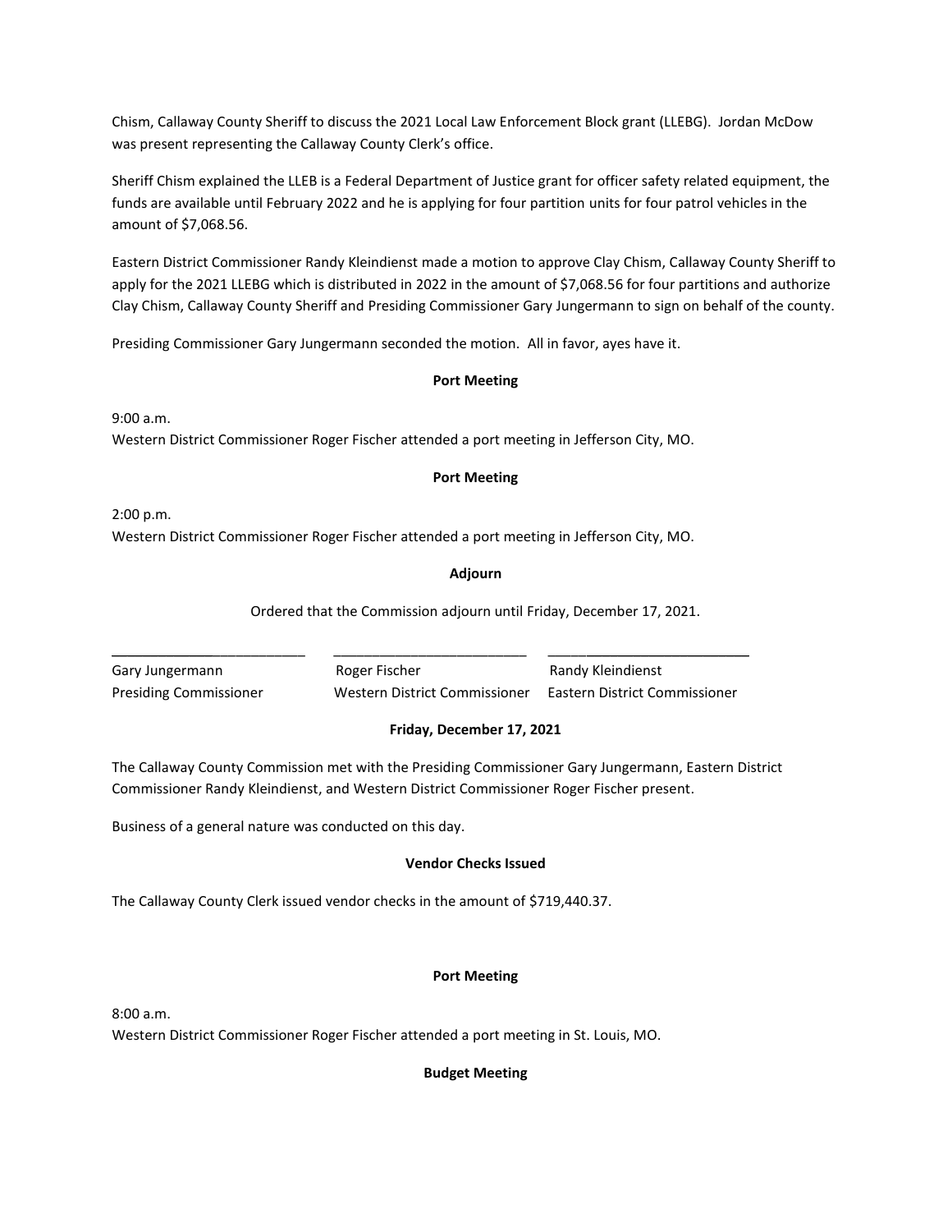Chism, Callaway County Sheriff to discuss the 2021 Local Law Enforcement Block grant (LLEBG). Jordan McDow was present representing the Callaway County Clerk's office.

Sheriff Chism explained the LLEB is a Federal Department of Justice grant for officer safety related equipment, the funds are available until February 2022 and he is applying for four partition units for four patrol vehicles in the amount of $7,068.56.

Eastern District Commissioner Randy Kleindienst made a motion to approve Clay Chism, Callaway County Sheriff to apply for the 2021 LLEBG which is distributed in 2022 in the amount of $7,068.56 for four partitions and authorize Clay Chism, Callaway County Sheriff and Presiding Commissioner Gary Jungermann to sign on behalf of the county.

Presiding Commissioner Gary Jungermann seconded the motion. All in favor, ayes have it.

**Port Meeting**

9:00 a.m.
Western District Commissioner Roger Fischer attended a port meeting in Jefferson City, MO.

**Port Meeting**

2:00 p.m.
Western District Commissioner Roger Fischer attended a port meeting in Jefferson City, MO.

**Adjourn**

Ordered that the Commission adjourn until Friday, December 17, 2021.

| _________________________ | _________________________ | _________________________ |
|---|---|---|
| Gary Jungermann | Roger Fischer | Randy Kleindienst |
| Presiding Commissioner | Western District Commissioner | Eastern District Commissioner |

**Friday, December 17, 2021**

The Callaway County Commission met with the Presiding Commissioner Gary Jungermann, Eastern District Commissioner Randy Kleindienst, and Western District Commissioner Roger Fischer present.

Business of a general nature was conducted on this day.

**Vendor Checks Issued**

The Callaway County Clerk issued vendor checks in the amount of $719,440.37.

**Port Meeting**

8:00 a.m.
Western District Commissioner Roger Fischer attended a port meeting in St. Louis, MO.

**Budget Meeting**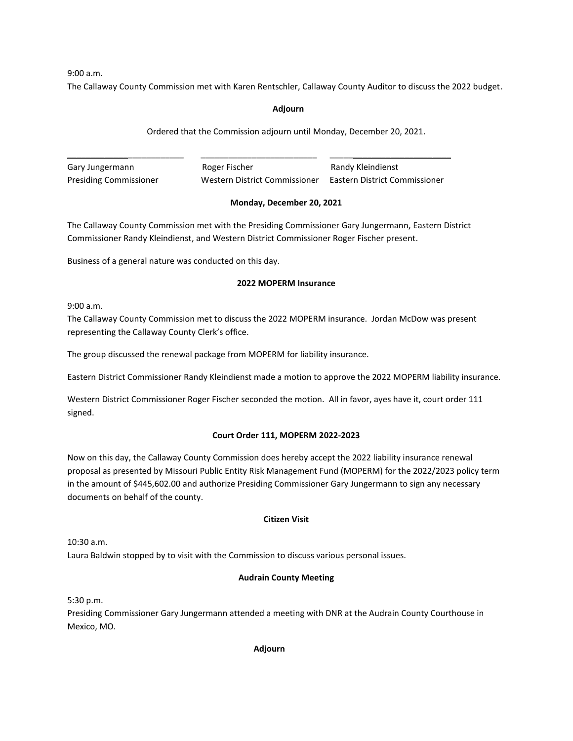9:00 a.m.
The Callaway County Commission met with Karen Rentschler, Callaway County Auditor to discuss the 2022 budget.

**Adjourn**

Ordered that the Commission adjourn until Monday, December 20, 2021.

| ________________________ | ________________________ | ________________________ |
|---|---|---|
| Gary Jungermann | Roger Fischer | Randy Kleindienst |
| Presiding Commissioner | Western District Commissioner | Eastern District Commissioner |

**Monday, December 20, 2021**

The Callaway County Commission met with the Presiding Commissioner Gary Jungermann, Eastern District Commissioner Randy Kleindienst, and Western District Commissioner Roger Fischer present.

Business of a general nature was conducted on this day.

**2022 MOPERM Insurance**

9:00 a.m.
The Callaway County Commission met to discuss the 2022 MOPERM insurance. Jordan McDow was present representing the Callaway County Clerk's office.

The group discussed the renewal package from MOPERM for liability insurance.

Eastern District Commissioner Randy Kleindienst made a motion to approve the 2022 MOPERM liability insurance.

Western District Commissioner Roger Fischer seconded the motion. All in favor, ayes have it, court order 111 signed.

**Court Order 111, MOPERM 2022-2023**

Now on this day, the Callaway County Commission does hereby accept the 2022 liability insurance renewal proposal as presented by Missouri Public Entity Risk Management Fund (MOPERM) for the 2022/2023 policy term in the amount of $445,602.00 and authorize Presiding Commissioner Gary Jungermann to sign any necessary documents on behalf of the county.

**Citizen Visit**

10:30 a.m.
Laura Baldwin stopped by to visit with the Commission to discuss various personal issues.

**Audrain County Meeting**

5:30 p.m.
Presiding Commissioner Gary Jungermann attended a meeting with DNR at the Audrain County Courthouse in Mexico, MO.

**Adjourn**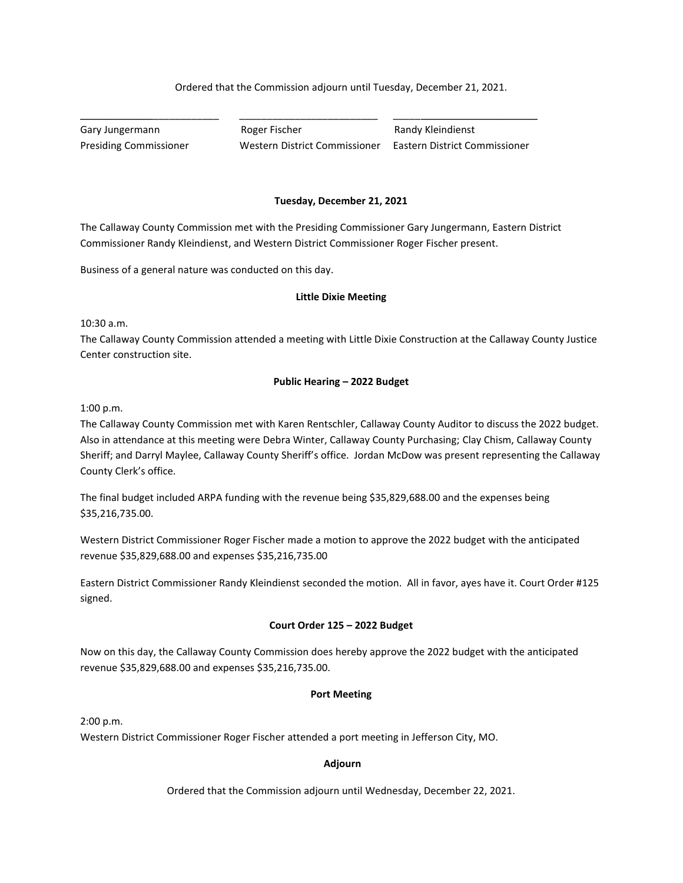Ordered that the Commission adjourn until Tuesday, December 21, 2021.

| \_\_\_\_\_\_\_\_\_\_\_\_\_\_\_\_\_\_\_\_\_\_\_\_\_\_ | \_\_\_\_\_\_\_\_\_\_\_\_\_\_\_\_\_\_\_\_\_\_\_\_\_\_ | \_\_\_\_\_\_\_\_\_\_\_\_\_\_\_\_\_\_\_\_\_\_\_\_\_\_ |
|---|---|---|
| Gary Jungermann | Roger Fischer | Randy Kleindienst |
| Presiding Commissioner | Western District Commissioner | Eastern District Commissioner |

**Tuesday, December 21, 2021**

The Callaway County Commission met with the Presiding Commissioner Gary Jungermann, Eastern District Commissioner Randy Kleindienst, and Western District Commissioner Roger Fischer present.

Business of a general nature was conducted on this day.

**Little Dixie Meeting**

10:30 a.m.
The Callaway County Commission attended a meeting with Little Dixie Construction at the Callaway County Justice Center construction site.

**Public Hearing – 2022 Budget**

1:00 p.m.
The Callaway County Commission met with Karen Rentschler, Callaway County Auditor to discuss the 2022 budget. Also in attendance at this meeting were Debra Winter, Callaway County Purchasing; Clay Chism, Callaway County Sheriff; and Darryl Maylee, Callaway County Sheriff's office. Jordan McDow was present representing the Callaway County Clerk's office.

The final budget included ARPA funding with the revenue being $35,829,688.00 and the expenses being $35,216,735.00.

Western District Commissioner Roger Fischer made a motion to approve the 2022 budget with the anticipated revenue $35,829,688.00 and expenses $35,216,735.00

Eastern District Commissioner Randy Kleindienst seconded the motion. All in favor, ayes have it. Court Order #125 signed.

**Court Order 125 – 2022 Budget**

Now on this day, the Callaway County Commission does hereby approve the 2022 budget with the anticipated revenue $35,829,688.00 and expenses $35,216,735.00.

**Port Meeting**

2:00 p.m.
Western District Commissioner Roger Fischer attended a port meeting in Jefferson City, MO.

**Adjourn**

Ordered that the Commission adjourn until Wednesday, December 22, 2021.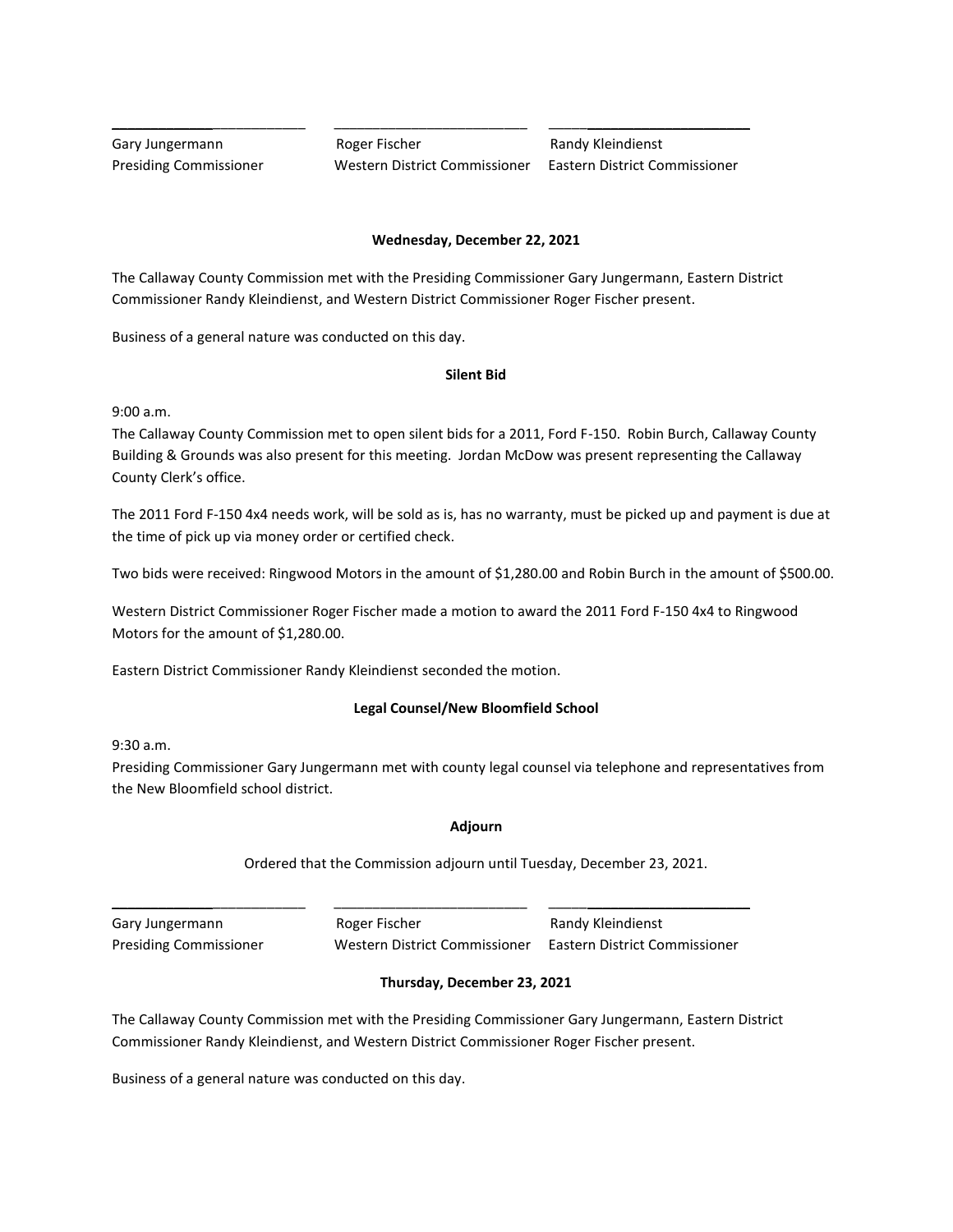\_\_\_\_\_\_\_\_\_\_\_\_\_\_\_\_\_\_\_\_\_\_\_\_\_ \_\_\_\_\_\_\_\_\_\_\_\_\_\_\_\_\_\_\_\_\_\_\_\_\_ \_\_\_\_\_\_\_\_\_\_\_\_\_\_\_\_\_\_\_\_\_\_\_\_\_

| Gary Jungermann | Roger Fischer | Randy Kleindienst |
|---|---|---|
| Presiding Commissioner | Western District Commissioner | Eastern District Commissioner |

**Wednesday, December 22, 2021**

The Callaway County Commission met with the Presiding Commissioner Gary Jungermann, Eastern District Commissioner Randy Kleindienst, and Western District Commissioner Roger Fischer present.

Business of a general nature was conducted on this day.

**Silent Bid**

9:00 a.m.
The Callaway County Commission met to open silent bids for a 2011, Ford F-150. Robin Burch, Callaway County Building & Grounds was also present for this meeting. Jordan McDow was present representing the Callaway County Clerk's office.

The 2011 Ford F-150 4x4 needs work, will be sold as is, has no warranty, must be picked up and payment is due at the time of pick up via money order or certified check.

Two bids were received: Ringwood Motors in the amount of $1,280.00 and Robin Burch in the amount of $500.00.

Western District Commissioner Roger Fischer made a motion to award the 2011 Ford F-150 4x4 to Ringwood Motors for the amount of $1,280.00.

Eastern District Commissioner Randy Kleindienst seconded the motion.

**Legal Counsel/New Bloomfield School**

9:30 a.m.
Presiding Commissioner Gary Jungermann met with county legal counsel via telephone and representatives from the New Bloomfield school district.

**Adjourn**

Ordered that the Commission adjourn until Tuesday, December 23, 2021.

\_\_\_\_\_\_\_\_\_\_\_\_\_\_\_\_\_\_\_\_\_\_\_\_\_ \_\_\_\_\_\_\_\_\_\_\_\_\_\_\_\_\_\_\_\_\_\_\_\_\_ \_\_\_\_\_\_\_\_\_\_\_\_\_\_\_\_\_\_\_\_\_\_\_\_\_

| Gary Jungermann | Roger Fischer | Randy Kleindienst |
|---|---|---|
| Presiding Commissioner | Western District Commissioner | Eastern District Commissioner |

**Thursday, December 23, 2021**

The Callaway County Commission met with the Presiding Commissioner Gary Jungermann, Eastern District Commissioner Randy Kleindienst, and Western District Commissioner Roger Fischer present.

Business of a general nature was conducted on this day.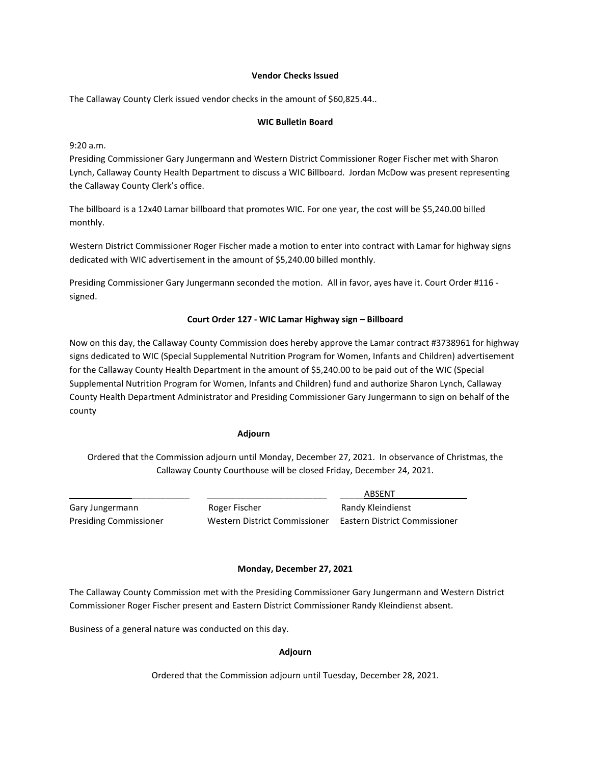**Vendor Checks Issued**

The Callaway County Clerk issued vendor checks in the amount of $60,825.44..

**WIC Bulletin Board**

9:20 a.m.
Presiding Commissioner Gary Jungermann and Western District Commissioner Roger Fischer met with Sharon Lynch, Callaway County Health Department to discuss a WIC Billboard. Jordan McDow was present representing the Callaway County Clerk's office.

The billboard is a 12x40 Lamar billboard that promotes WIC. For one year, the cost will be $5,240.00 billed monthly.

Western District Commissioner Roger Fischer made a motion to enter into contract with Lamar for highway signs dedicated with WIC advertisement in the amount of $5,240.00 billed monthly.

Presiding Commissioner Gary Jungermann seconded the motion. All in favor, ayes have it. Court Order #116 - signed.

**Court Order 127 - WIC Lamar Highway sign – Billboard**

Now on this day, the Callaway County Commission does hereby approve the Lamar contract #3738961 for highway signs dedicated to WIC (Special Supplemental Nutrition Program for Women, Infants and Children) advertisement for the Callaway County Health Department in the amount of $5,240.00 to be paid out of the WIC (Special Supplemental Nutrition Program for Women, Infants and Children) fund and authorize Sharon Lynch, Callaway County Health Department Administrator and Presiding Commissioner Gary Jungermann to sign on behalf of the county

**Adjourn**

Ordered that the Commission adjourn until Monday, December 27, 2021. In observance of Christmas, the Callaway County Courthouse will be closed Friday, December 24, 2021.

| _______________ | _______________ | ABSENT |
|---|---|---|
| Gary Jungermann | Roger Fischer | Randy Kleindienst |
| Presiding Commissioner | Western District Commissioner | Eastern District Commissioner |

**Monday, December 27, 2021**

The Callaway County Commission met with the Presiding Commissioner Gary Jungermann and Western District Commissioner Roger Fischer present and Eastern District Commissioner Randy Kleindienst absent.

Business of a general nature was conducted on this day.

**Adjourn**

Ordered that the Commission adjourn until Tuesday, December 28, 2021.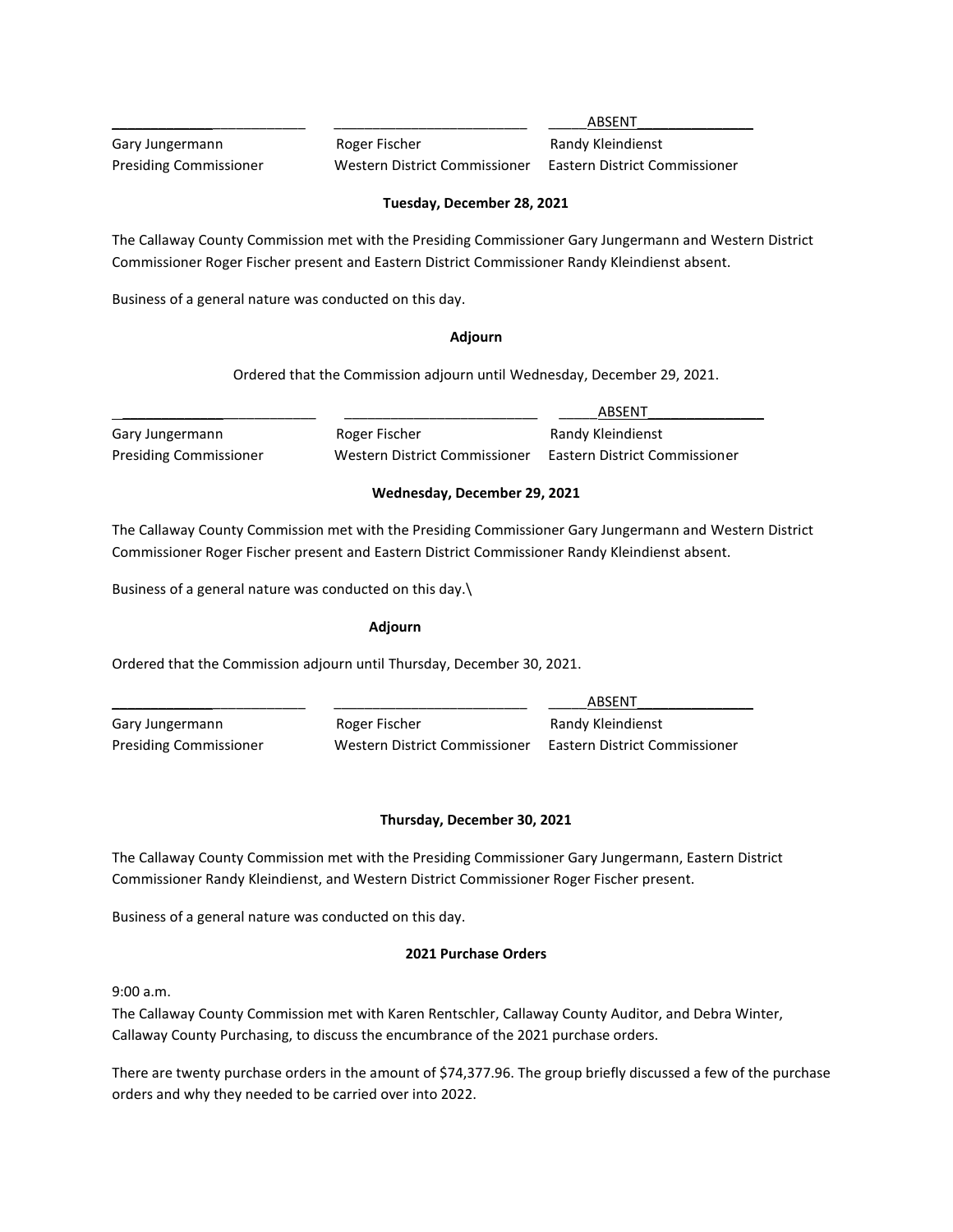| ________________________ | ________________________ | _____ABSENT_______________ |
|---|---|---|
| Gary Jungermann | Roger Fischer | Randy Kleindienst |
| Presiding Commissioner | Western District Commissioner | Eastern District Commissioner |

**Tuesday, December 28, 2021**

The Callaway County Commission met with the Presiding Commissioner Gary Jungermann and Western District Commissioner Roger Fischer present and Eastern District Commissioner Randy Kleindienst absent.

Business of a general nature was conducted on this day.

**Adjourn**

Ordered that the Commission adjourn until Wednesday, December 29, 2021.

| ________________________ | ________________________ | _____ABSENT_______________ |
|---|---|---|
| Gary Jungermann | Roger Fischer | Randy Kleindienst |
| Presiding Commissioner | Western District Commissioner | Eastern District Commissioner |

**Wednesday, December 29, 2021**

The Callaway County Commission met with the Presiding Commissioner Gary Jungermann and Western District Commissioner Roger Fischer present and Eastern District Commissioner Randy Kleindienst absent.

Business of a general nature was conducted on this day.\

**Adjourn**

Ordered that the Commission adjourn until Thursday, December 30, 2021.

| ________________________ | ________________________ | _____ABSENT_______________ |
|---|---|---|
| Gary Jungermann | Roger Fischer | Randy Kleindienst |
| Presiding Commissioner | Western District Commissioner | Eastern District Commissioner |

**Thursday, December 30, 2021**

The Callaway County Commission met with the Presiding Commissioner Gary Jungermann, Eastern District Commissioner Randy Kleindienst, and Western District Commissioner Roger Fischer present.

Business of a general nature was conducted on this day.

**2021 Purchase Orders**

9:00 a.m.
The Callaway County Commission met with Karen Rentschler, Callaway County Auditor, and Debra Winter, Callaway County Purchasing, to discuss the encumbrance of the 2021 purchase orders.

There are twenty purchase orders in the amount of $74,377.96. The group briefly discussed a few of the purchase orders and why they needed to be carried over into 2022.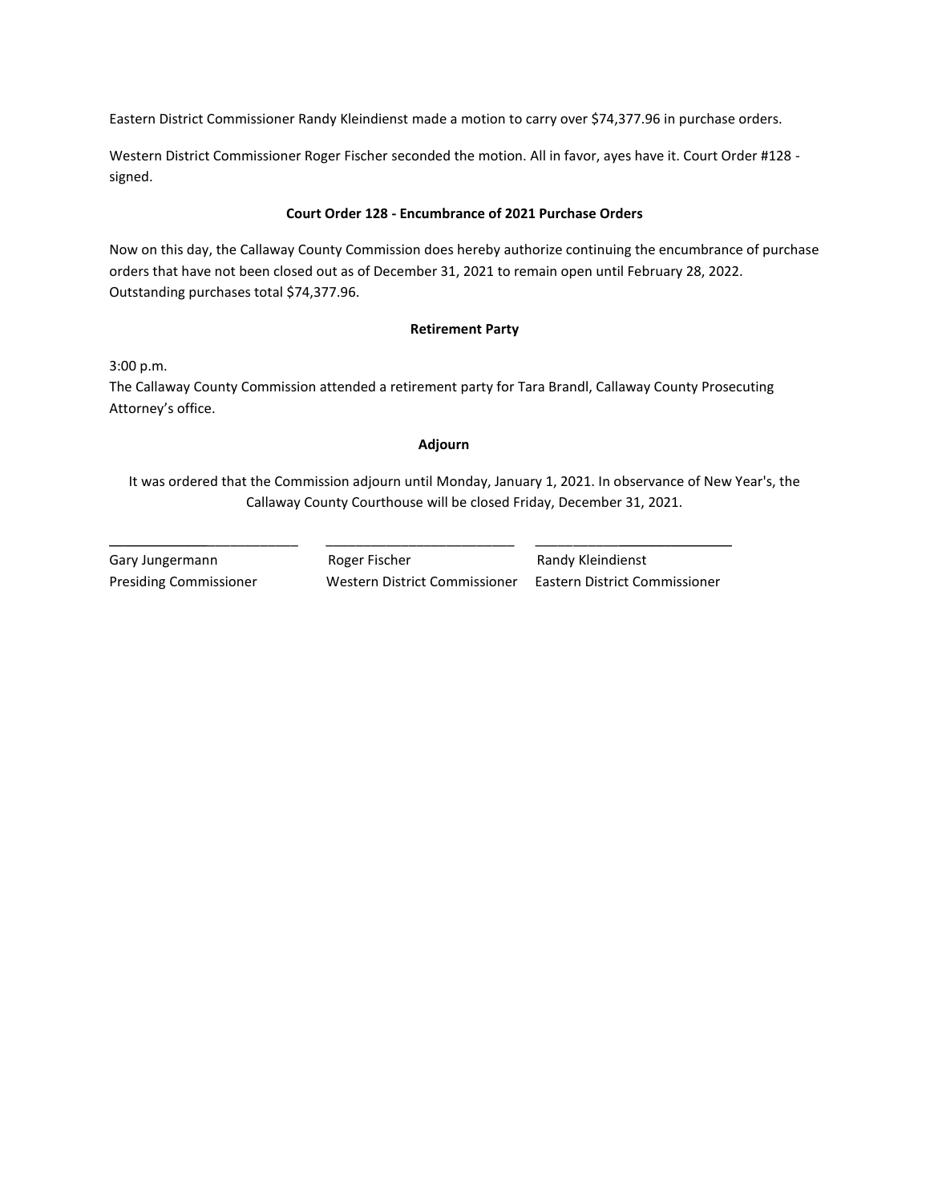Eastern District Commissioner Randy Kleindienst made a motion to carry over $74,377.96 in purchase orders.

Western District Commissioner Roger Fischer seconded the motion. All in favor, ayes have it. Court Order #128 - signed.

**Court Order 128 - Encumbrance of 2021 Purchase Orders**

Now on this day, the Callaway County Commission does hereby authorize continuing the encumbrance of purchase orders that have not been closed out as of December 31, 2021 to remain open until February 28, 2022. Outstanding purchases total $74,377.96.

**Retirement Party**

3:00 p.m.
The Callaway County Commission attended a retirement party for Tara Brandl, Callaway County Prosecuting Attorney's office.

**Adjourn**

It was ordered that the Commission adjourn until Monday, January 1, 2021. In observance of New Year's, the Callaway County Courthouse will be closed Friday, December 31, 2021.

| | | |
|---|---|---|
| _________________________ | _________________________ | _________________________ |
| Gary Jungermann | Roger Fischer | Randy Kleindienst |
| Presiding Commissioner | Western District Commissioner | Eastern District Commissioner |